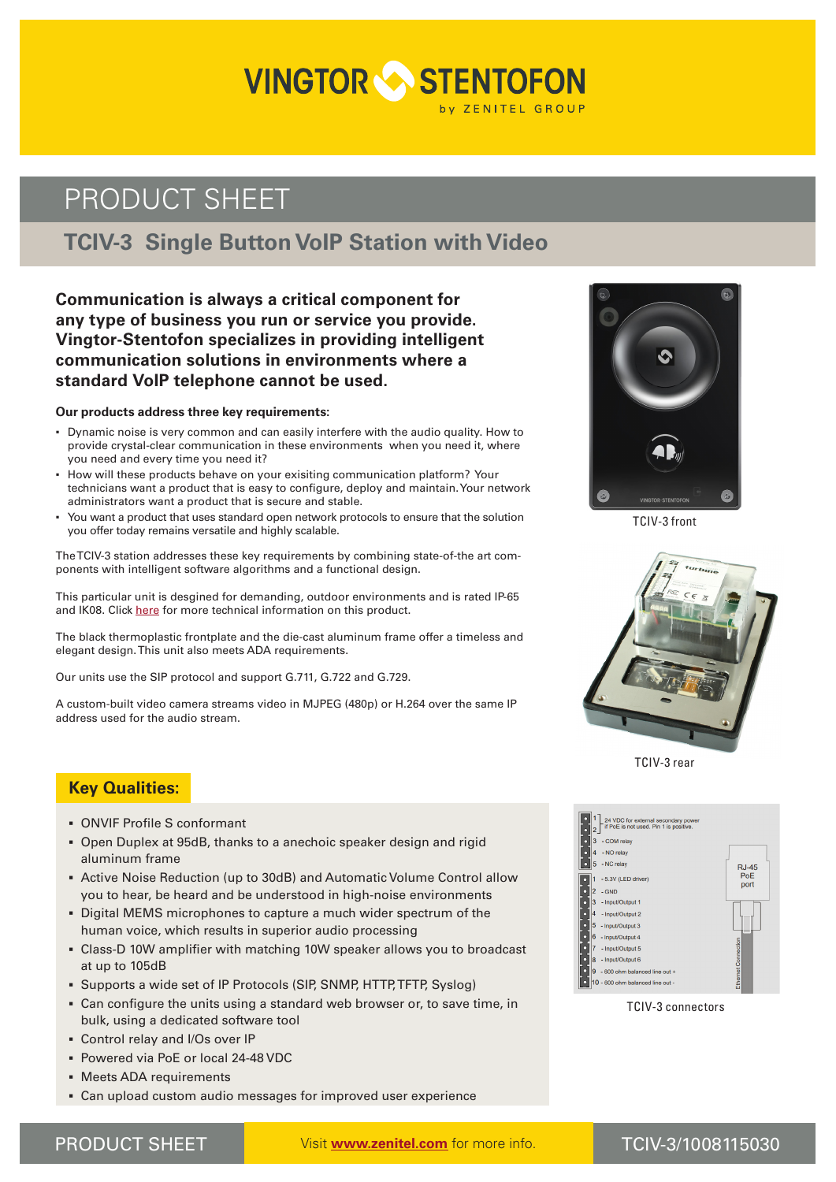# VINGTOR STENTOFON

by ZENITEL GROUP

## PRODUCT SHEET

### TCIV-3 Single Button VoIP Station with Video

**Communication is always a critical component for any type of business you run or service you provide. Vingtor-Stentofon specializes in providing intelligent communication solutions in environments where a standard VoIP telephone cannot be used.**

**Our products address three key requirements:**

- Dynamic noise is very common and can easily interfere with the audio quality. How to provide crystal-clear communication in these environments when you need it, where you need and every time you need it?
- How will these products behave on your exisiting communication platform? Your technicians want a product that is easy to configure, deploy and maintain. Your network administrators want a product that is secure and stable.
- You want a product that uses standard open network protocols to ensure that the solution you offer today remains versatile and highly scalable.

The TCIV-3 station addresses these key requirements by combining state-of-the art components with intelligent software algorithms and a functional design.

This particular unit is desgined for demanding, outdoor environments and is rated IP-65 and IK08. Click here for more technical information on this product.

The black thermoplastic frontplate and the die-cast aluminum frame offer a timeless and elegant design. This unit also meets ADA requirements.

Our units use the SIP protocol and support G.711, G.722 and G.729.

A custom-built video camera streams video in MJPEG (480p) or H.264 over the same IP address used for the audio stream.

TCIV-3 front

TCIV-3 rear

1 - 24 VDC for external secondary power if PoE is not used. Pin 1 is positive.
2
3 - COM relay
4 - NO relay
5 - NC relay

1 - 5.3V (LED driver)
2 - GND
3 - Input/Output 1
4 - Input/Output 2
5 - Input/Output 3
6 - Input/Output 4
7 - Input/Output 5
8 - Input/Output 6
9 - 600 ohm balanced line out +
10 - 600 ohm balanced line out -

RJ-45 PoE port

Ethernet Connection

TCIV-3 connectors

## Key Qualities:

- ONVIF Profile S conformant
- Open Duplex at 95dB, thanks to a anechoic speaker design and rigid aluminum frame
- Active Noise Reduction (up to 30dB) and Automatic Volume Control allow you to hear, be heard and be understood in high-noise environments
- Digital MEMS microphones to capture a much wider spectrum of the human voice, which results in superior audio processing
- Class-D 10W amplifier with matching 10W speaker allows you to broadcast at up to 105dB
- Supports a wide set of IP Protocols (SIP, SNMP, HTTP, TFTP, Syslog)
- Can configure the units using a standard web browser or, to save time, in bulk, using a dedicated software tool
- Control relay and I/Os over IP
- Powered via PoE or local 24-48 VDC
- Meets ADA requirements
- Can upload custom audio messages for improved user experience

PRODUCT SHEET | Visit **www.zenitel.com** for more info. | TCIV-3/1008115030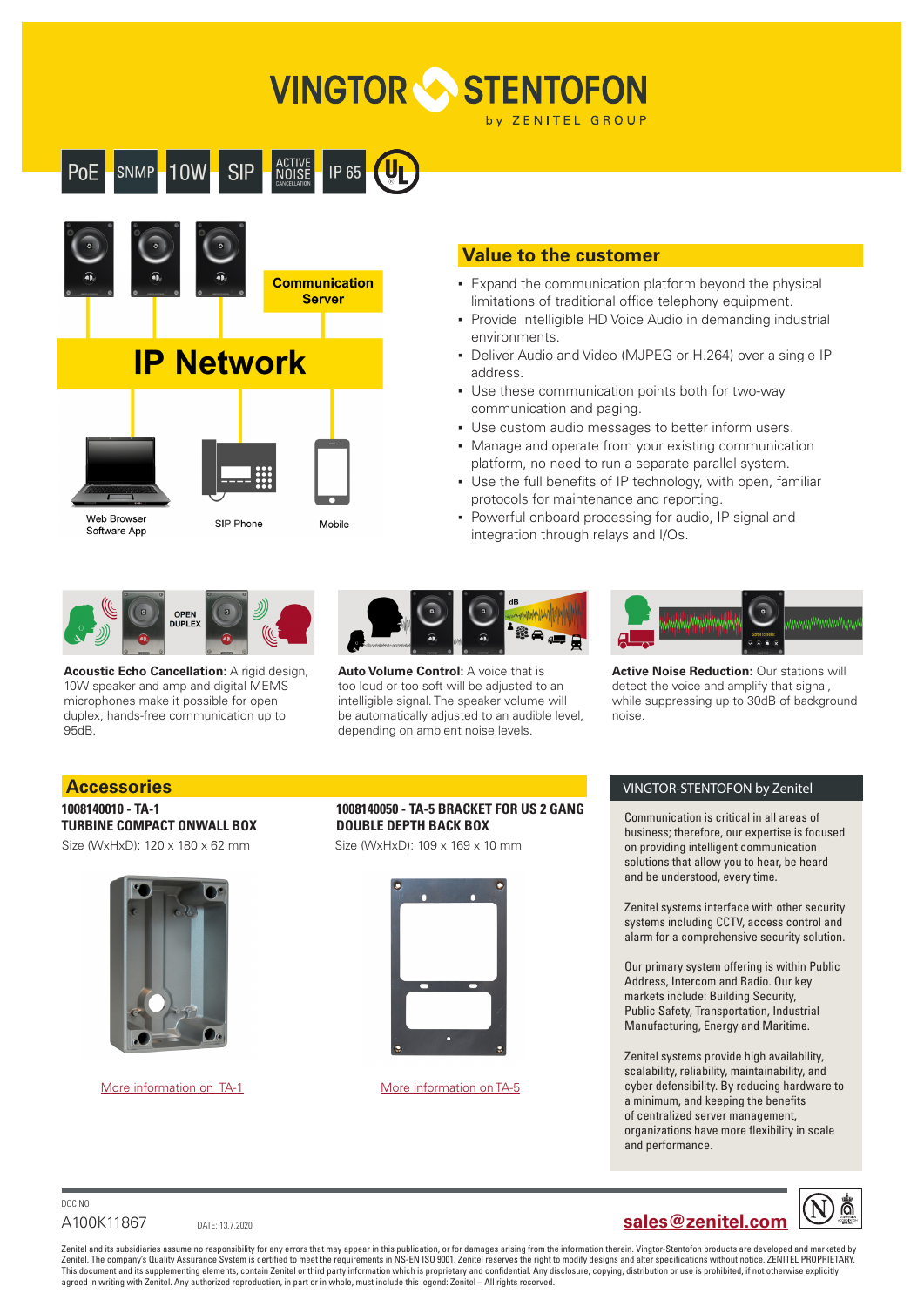VINGTOR STENTOFON

by ZENITEL GROUP

PoE SNMP 10W SIP ACTIVE NOISE CANCELLATION IP 65

Communication Server

IP Network

Web Browser Software App

SIP Phone

Mobile

## Value to the customer

- Expand the communication platform beyond the physical limitations of traditional office telephony equipment.
- Provide Intelligible HD Voice Audio in demanding industrial environments.
- Deliver Audio and Video (MJPEG or H.264) over a single IP address.
- Use these communication points both for two-way communication and paging.
- Use custom audio messages to better inform users.
- Manage and operate from your existing communication platform, no need to run a separate parallel system.
- Use the full benefits of IP technology, with open, familiar protocols for maintenance and reporting.
- Powerful onboard processing for audio, IP signal and integration through relays and I/Os.

OPEN DUPLEX

**Acoustic Echo Cancellation:** A rigid design, 10W speaker and amp and digital MEMS microphones make it possible for open duplex, hands-free communication up to 95dB.

dB

**Auto Volume Control:** A voice that is too loud or too soft will be adjusted to an intelligible signal. The speaker volume will be automatically adjusted to an audible level, depending on ambient noise levels.

**Active Noise Reduction:** Our stations will detect the voice and amplify that signal, while suppressing up to 30dB of background noise.

## Accessories

**1008140010 - TA-1**
**TURBINE COMPACT ONWALL BOX**
Size (WxHxD): 120 x 180 x 62 mm

More information on TA-1

**1008140050 - TA-5 BRACKET FOR US 2 GANG DOUBLE DEPTH BACK BOX**
Size (WxHxD): 109 x 169 x 10 mm

More information on TA-5

## VINGTOR-STENTOFON by Zenitel

Communication is critical in all areas of business; therefore, our expertise is focused on providing intelligent communication solutions that allow you to hear, be heard and be understood, every time.

Zenitel systems interface with other security systems including CCTV, access control and alarm for a comprehensive security solution.

Our primary system offering is within Public Address, Intercom and Radio. Our key markets include: Building Security, Public Safety, Transportation, Industrial Manufacturing, Energy and Maritime.

Zenitel systems provide high availability, scalability, reliability, maintainability, and cyber defensibility. By reducing hardware to a minimum, and keeping the benefits of centralized server management, organizations have more flexibility in scale and performance.

DOC NO
A100K11867 DATE: 13.7.2020

**sales@zenitel.com**

Zenitel and its subsidiaries assume no responsibility for any errors that may appear in this publication, or for damages arising from the information therein. Vingtor-Stentofon products are developed and marketed by Zenitel. The company's Quality Assurance System is certified to meet the requirements in NS-EN ISO 9001. Zenitel reserves the right to modify designs and alter specifications without notice. ZENITEL PROPRIETARY. This document and its supplementing elements, contain Zenitel or third party information which is proprietary and confidential. Any disclosure, copying, distribution or use is prohibited, if not otherwise explicitly agreed in writing with Zenitel. Any authorized reproduction, in part or in whole, must include this legend: Zenitel – All rights reserved.